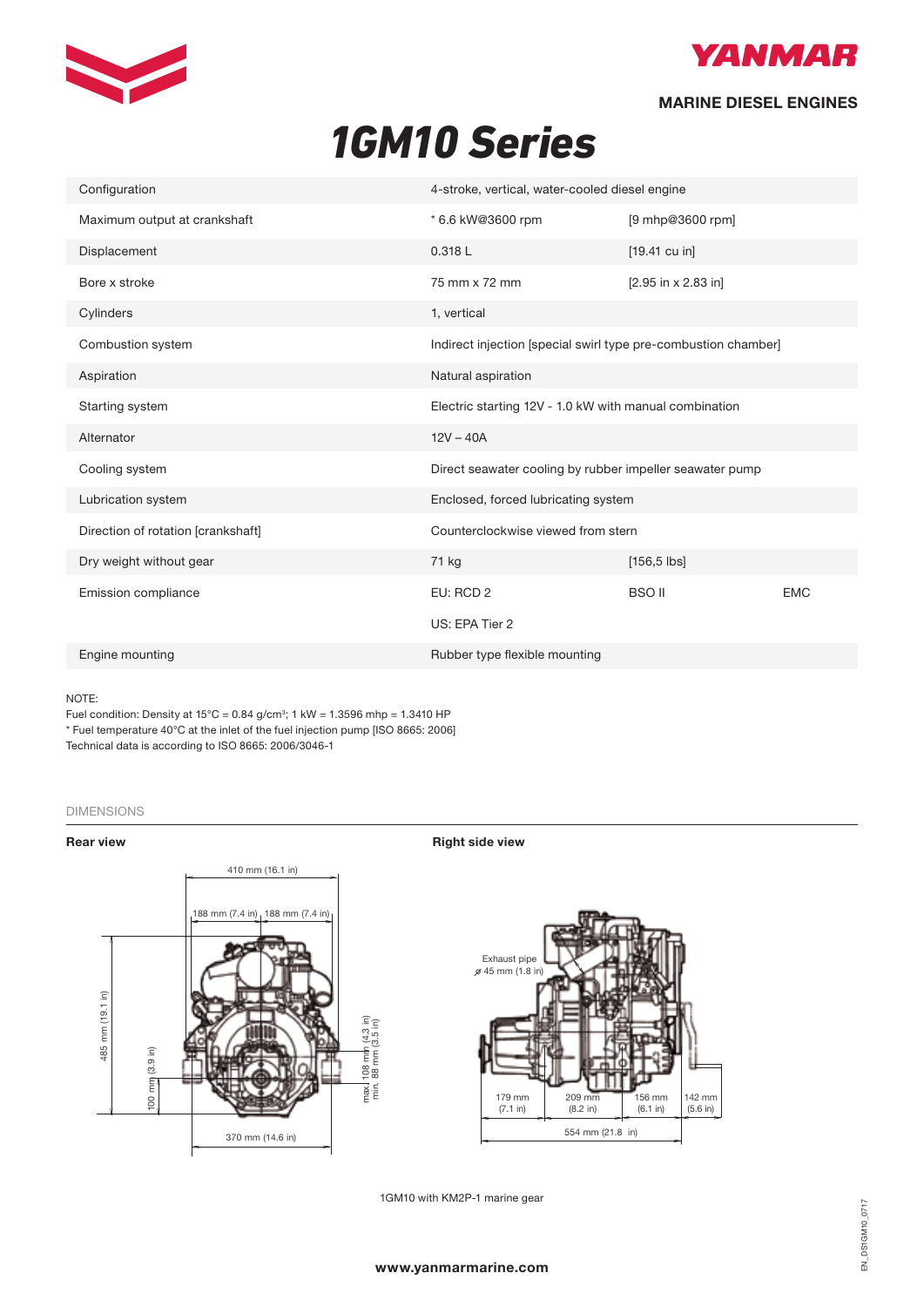**YANMAR**

**MARINE DIESEL ENGINES**

# 1GM10 Series

| | | | |
|---|---|---|---|
| Configuration | 4-stroke, vertical, water-cooled diesel engine | | |
| Maximum output at crankshaft | * 6.6 kW@3600 rpm | [9 mhp@3600 rpm] | |
| Displacement | 0.318 L | [19.41 cu in] | |
| Bore x stroke | 75 mm x 72 mm | [2.95 in x 2.83 in] | |
| Cylinders | 1, vertical | | |
| Combustion system | Indirect injection [special swirl type pre-combustion chamber] | | |
| Aspiration | Natural aspiration | | |
| Starting system | Electric starting 12V - 1.0 kW with manual combination | | |
| Alternator | 12V – 40A | | |
| Cooling system | Direct seawater cooling by rubber impeller seawater pump | | |
| Lubrication system | Enclosed, forced lubricating system | | |
| Direction of rotation [crankshaft] | Counterclockwise viewed from stern | | |
| Dry weight without gear | 71 kg | [156,5 lbs] | |
| Emission compliance | EU: RCD 2 | BSO II | EMC |
| | US: EPA Tier 2 | | |
| Engine mounting | Rubber type flexible mounting | | |

NOTE:
Fuel condition: Density at 15°C = 0.84 g/cm³; 1 kW = 1.3596 mhp = 1.3410 HP
* Fuel temperature 40°C at the inlet of the fuel injection pump [ISO 8665: 2006]
Technical data is according to ISO 8665: 2006/3046-1

## DIMENSIONS

**Rear view**

410 mm (16.1 in)
188 mm (7.4 in) 188 mm (7.4 in)
485 mm (19.1 in)
100 mm (3.9 in)
max. 108 mm (4.3 in)
min. 88 mm (3.5 in)
370 mm (14.6 in)

**Right side view**

Exhaust pipe
⌀ 45 mm (1.8 in)
179 mm (7.1 in)
209 mm (8.2 in)
156 mm (6.1 in)
142 mm (5.6 in)
554 mm (21.8 in)

1GM10 with KM2P-1 marine gear

www.yanmarmarine.com

EN_DS1GM10_0717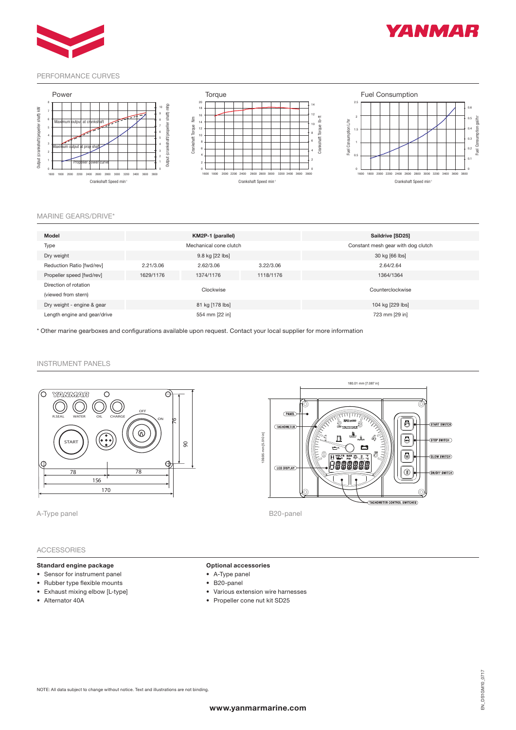## PERFORMANCE CURVES

Power

Output (crankshaft/propeller shaft) kW

Output (crankshaft/propeller shaft) mhp

Maximum output at crankshaft

Maximum output at prop shaft

Propeller power curve

Crankshaft Speed min-1

Torque

Crankshaft Torque Nm

Crankshaft Torque lb-ft

Crankshaft Speed min-1

Fuel Consumption

Fuel Consumption L/hr

Fuel Consumption gal/hr

Crankshaft Speed min-1

## MARINE GEARS/DRIVE*

| Model | KM2P-1 (parallel) | | | Saildrive [SD25] |
|---|---|---|---|---|
| Type | Mechanical cone clutch | | | Constant mesh gear with dog clutch |
| Dry weight | 9.8 kg [22 lbs] | | | 30 kg [66 lbs] |
| Reduction Ratio [fwd/rev] | 2.21/3.06 | 2.62/3.06 | 3.22/3.06 | 2.64/2.64 |
| Propeller speed [fwd/rev] | 1629/1176 | 1374/1176 | 1118/1176 | 1364/1364 |
| Direction of rotation (viewed from stern) | Clockwise | | | Counterclockwise |
| Dry weight - engine & gear | 81 kg [178 lbs] | | | 104 kg [229 lbs] |
| Length engine and gear/drive | 554 mm [22 in] | | | 723 mm [29 in] |

* Other marine gearboxes and configurations available upon request. Contact your local supplier for more information

## INSTRUMENT PANELS

A-Type panel

B20-panel

## ACCESSORIES

**Standard engine package**

- Sensor for instrument panel
- Rubber type flexible mounts
- Exhaust mixing elbow [L-type]
- Alternator 40A

**Optional accessories**

- A-Type panel
- B20-panel
- Various extension wire harnesses
- Propeller cone nut kit SD25

NOTE: All data subject to change without notice. Text and illustrations are not binding.

www.yanmarmarine.com

EN_DS1GM10_0717